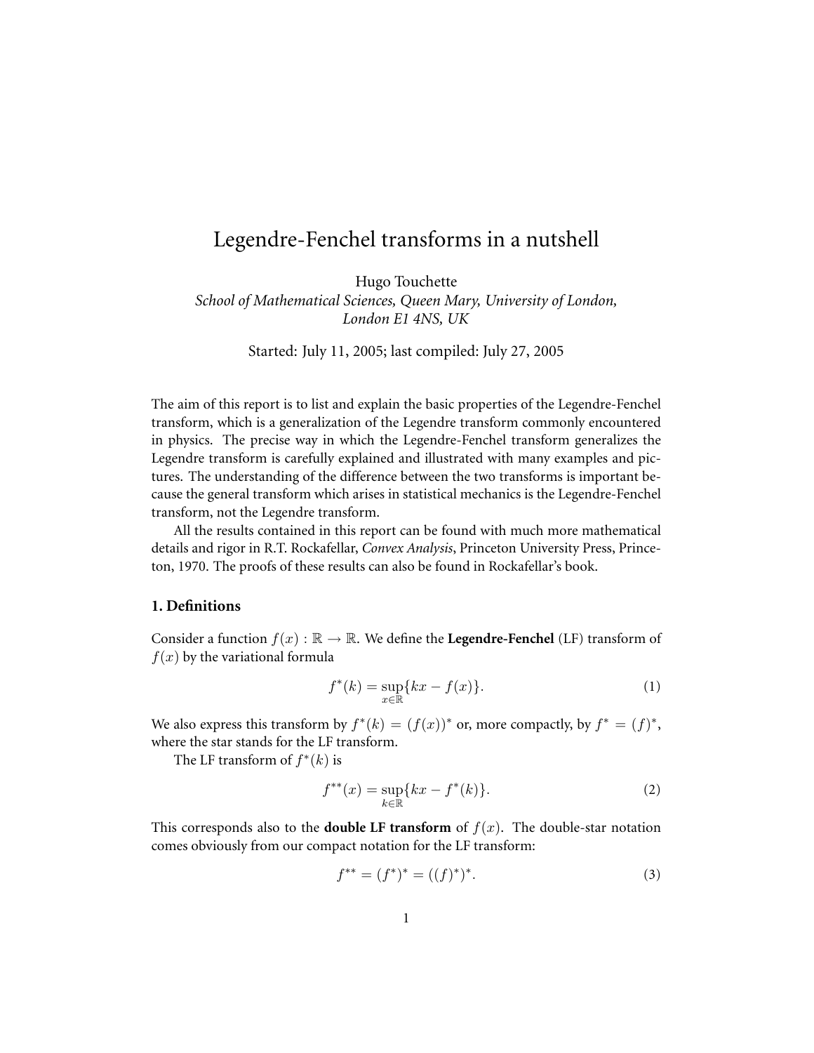# Legendre-Fenchel transforms in a nutshell

Hugo Touchette

*School of Mathematical Sciences, Queen Mary, University of London, London E1 4NS, UK*

Started: July 11, 2005; last compiled: July 27, 2005

The aim of this report is to list and explain the basic properties of the Legendre-Fenchel transform, which is a generalization of the Legendre transform commonly encountered in physics. The precise way in which the Legendre-Fenchel transform generalizes the Legendre transform is carefully explained and illustrated with many examples and pictures. The understanding of the difference between the two transforms is important because the general transform which arises in statistical mechanics is the Legendre-Fenchel transform, not the Legendre transform.

All the results contained in this report can be found with much more mathematical details and rigor in R.T. Rockafellar, *Convex Analysis*, Princeton University Press, Princeton, 1970. The proofs of these results can also be found in Rockafellar's book.

## 1. Definitions

Consider a function $f(x) : \mathbb{R} \to \mathbb{R}$. We define the **Legendre-Fenchel** (LF) transform of $f(x)$ by the variational formula

$$f^*(k) = \sup_{x\in\mathbb{R}} \{kx - f(x)\}. \tag{1}$$

We also express this transform by $f^*(k) = (f(x))^*$ or, more compactly, by $f^* = (f)^*$, where the star stands for the LF transform.

The LF transform of $f^*(k)$ is

$$f^{**}(x) = \sup_{k\in\mathbb{R}} \{kx - f^*(k)\}. \tag{2}$$

This corresponds also to the **double LF transform** of $f(x)$. The double-star notation comes obviously from our compact notation for the LF transform:

$$f^{**} = (f^*)^* = ((f)^*)^*. \tag{3}$$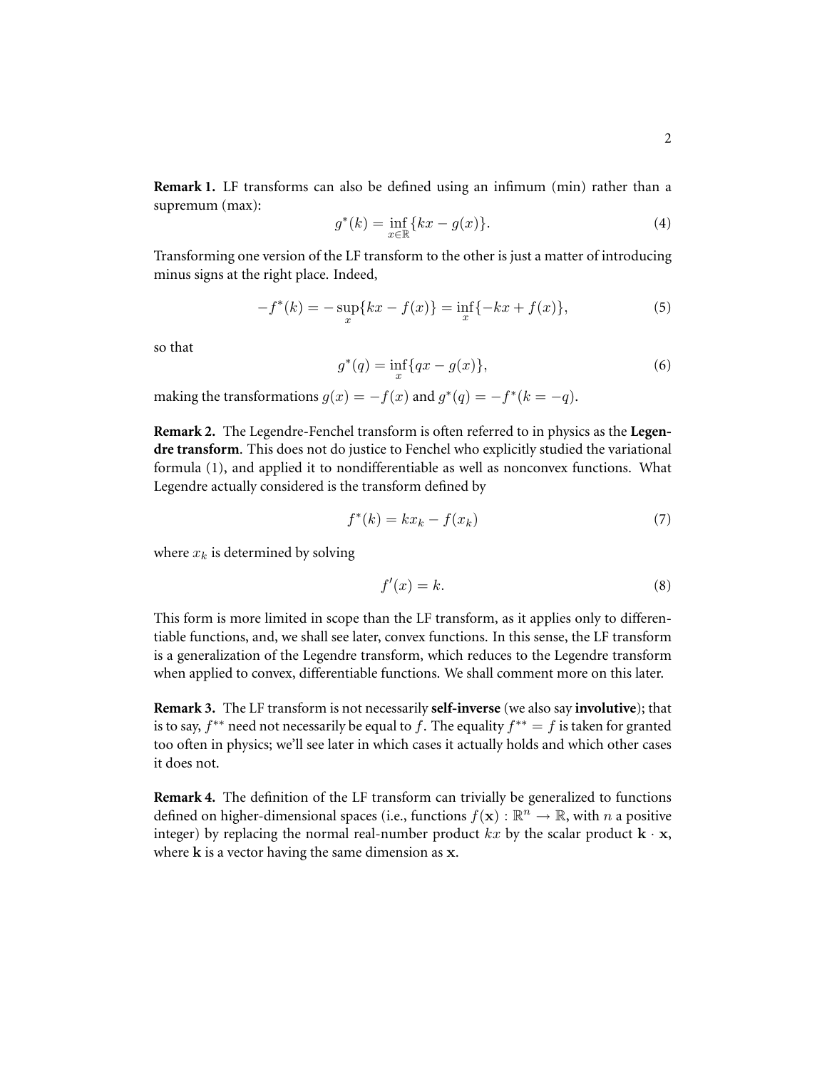**Remark 1.** LF transforms can also be defined using an infimum (min) rather than a supremum (max):

$$g^*(k) = \inf_{x\in\mathbb{R}}\{kx - g(x)\}. \tag{4}$$

Transforming one version of the LF transform to the other is just a matter of introducing minus signs at the right place. Indeed,

$$-f^*(k) = -\sup_x\{kx - f(x)\} = \inf_x\{-kx + f(x)\}, \tag{5}$$

so that

$$g^*(q) = \inf_x\{qx - g(x)\}, \tag{6}$$

making the transformations $g(x) = -f(x)$ and $g^*(q) = -f^*(k = -q)$.

**Remark 2.** The Legendre-Fenchel transform is often referred to in physics as the **Legendre transform**. This does not do justice to Fenchel who explicitly studied the variational formula (1), and applied it to nondifferentiable as well as nonconvex functions. What Legendre actually considered is the transform defined by

$$f^*(k) = kx_k - f(x_k) \tag{7}$$

where $x_k$ is determined by solving

$$f'(x) = k. \tag{8}$$

This form is more limited in scope than the LF transform, as it applies only to differentiable functions, and, we shall see later, convex functions. In this sense, the LF transform is a generalization of the Legendre transform, which reduces to the Legendre transform when applied to convex, differentiable functions. We shall comment more on this later.

**Remark 3.** The LF transform is not necessarily **self-inverse** (we also say **involutive**); that is to say, $f^{**}$ need not necessarily be equal to $f$. The equality $f^{**} = f$ is taken for granted too often in physics; we'll see later in which cases it actually holds and which other cases it does not.

**Remark 4.** The definition of the LF transform can trivially be generalized to functions defined on higher-dimensional spaces (i.e., functions $f(\mathbf{x}) : \mathbb{R}^n \to \mathbb{R}$, with $n$ a positive integer) by replacing the normal real-number product $kx$ by the scalar product $\mathbf{k} \cdot \mathbf{x}$, where $\mathbf{k}$ is a vector having the same dimension as $\mathbf{x}$.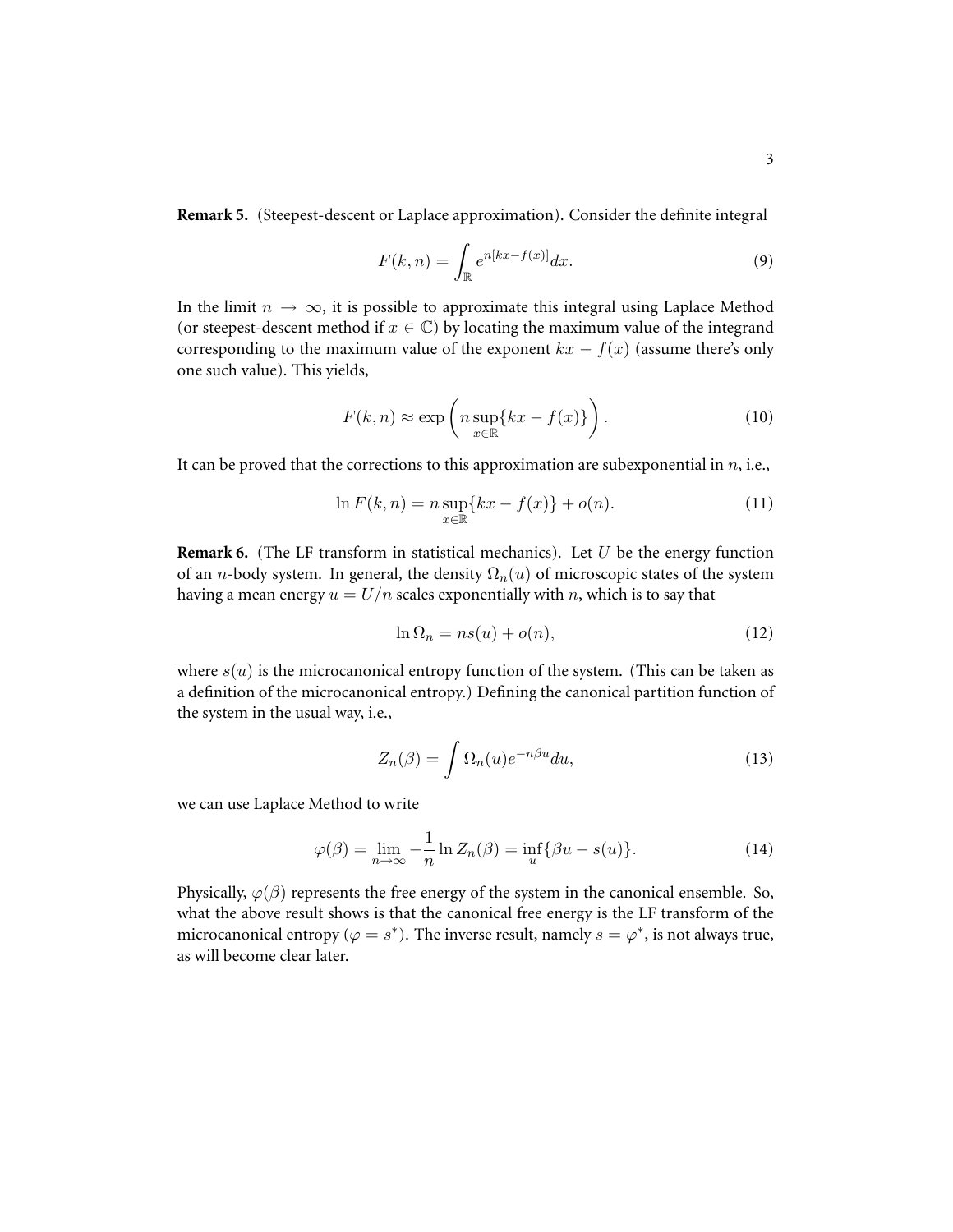**Remark 5.** (Steepest-descent or Laplace approximation). Consider the definite integral

$$F(k,n) = \int_{\mathbb{R}} e^{n[kx - f(x)]} dx. \tag{9}$$

In the limit $n \to \infty$, it is possible to approximate this integral using Laplace Method (or steepest-descent method if $x \in \mathbb{C}$) by locating the maximum value of the integrand corresponding to the maximum value of the exponent $kx - f(x)$ (assume there's only one such value). This yields,

$$F(k,n) \approx \exp\left( n \sup_{x \in \mathbb{R}} \{kx - f(x)\} \right). \tag{10}$$

It can be proved that the corrections to this approximation are subexponential in $n$, i.e.,

$$\ln F(k,n) = n \sup_{x \in \mathbb{R}} \{kx - f(x)\} + o(n). \tag{11}$$

**Remark 6.** (The LF transform in statistical mechanics). Let $U$ be the energy function of an $n$-body system. In general, the density $\Omega_n(u)$ of microscopic states of the system having a mean energy $u = U/n$ scales exponentially with $n$, which is to say that

$$\ln \Omega_n = n s(u) + o(n), \tag{12}$$

where $s(u)$ is the microcanonical entropy function of the system. (This can be taken as a definition of the microcanonical entropy.) Defining the canonical partition function of the system in the usual way, i.e.,

$$Z_n(\beta) = \int \Omega_n(u) e^{-n\beta u} du, \tag{13}$$

we can use Laplace Method to write

$$\varphi(\beta) = \lim_{n \to \infty} -\frac{1}{n} \ln Z_n(\beta) = \inf_u \{\beta u - s(u)\}. \tag{14}$$

Physically, $\varphi(\beta)$ represents the free energy of the system in the canonical ensemble. So, what the above result shows is that the canonical free energy is the LF transform of the microcanonical entropy ($\varphi = s^*$). The inverse result, namely $s = \varphi^*$, is not always true, as will become clear later.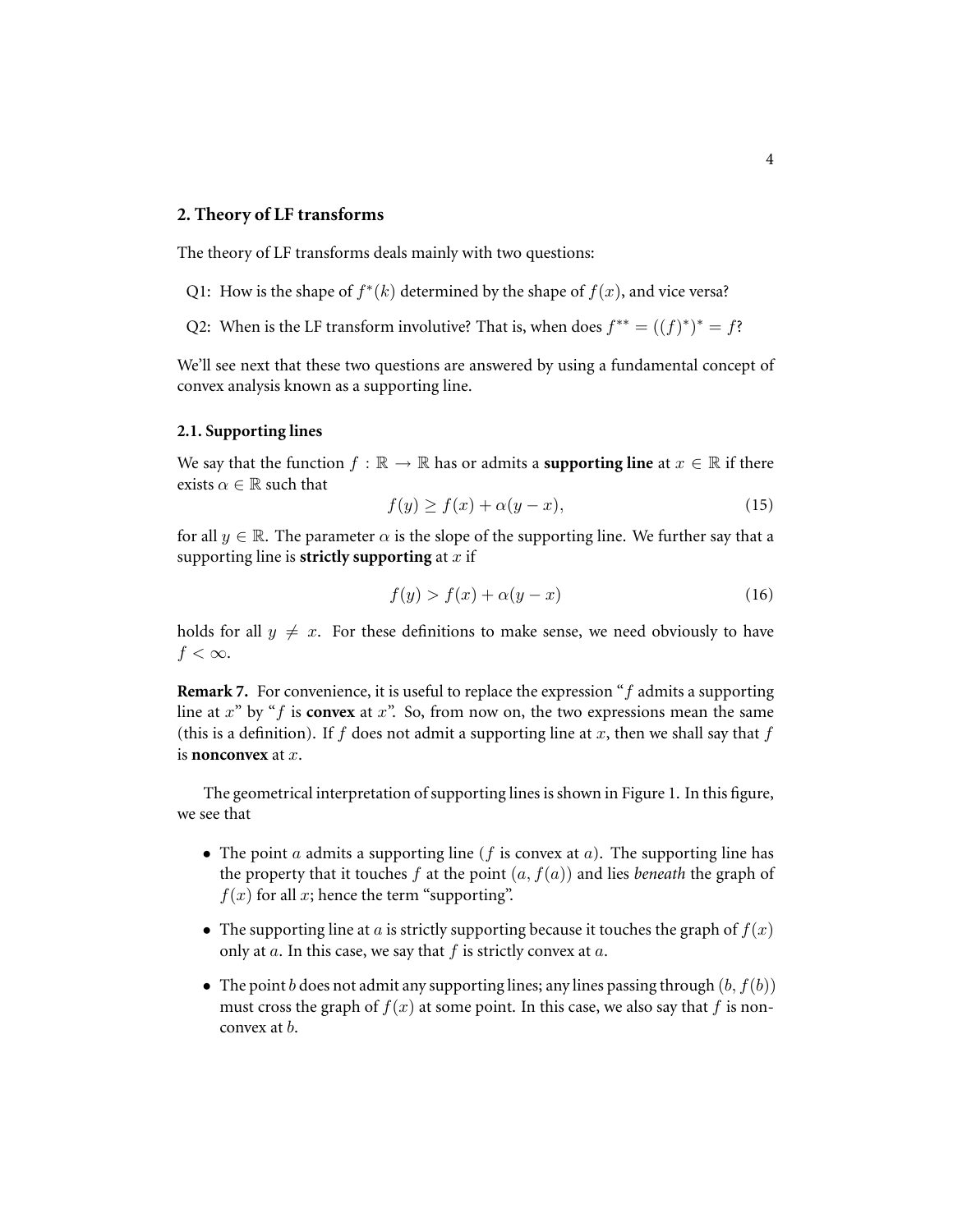## 2. Theory of LF transforms

The theory of LF transforms deals mainly with two questions:

Q1: How is the shape of $f^*(k)$ determined by the shape of $f(x)$, and vice versa?

Q2: When is the LF transform involutive? That is, when does $f^{**} = ((f)^*)^* = f$?

We'll see next that these two questions are answered by using a fundamental concept of convex analysis known as a supporting line.

### 2.1. Supporting lines

We say that the function $f : \mathbb{R} \to \mathbb{R}$ has or admits a **supporting line** at $x \in \mathbb{R}$ if there exists $\alpha \in \mathbb{R}$ such that

$$f(y) \geq f(x) + \alpha(y - x), \tag{15}$$

for all $y \in \mathbb{R}$. The parameter $\alpha$ is the slope of the supporting line. We further say that a supporting line is **strictly supporting** at $x$ if

$$f(y) > f(x) + \alpha(y - x) \tag{16}$$

holds for all $y \neq x$. For these definitions to make sense, we need obviously to have $f < \infty$.

**Remark 7.** For convenience, it is useful to replace the expression "$f$ admits a supporting line at $x$" by "$f$ is **convex** at $x$". So, from now on, the two expressions mean the same (this is a definition). If $f$ does not admit a supporting line at $x$, then we shall say that $f$ is **nonconvex** at $x$.

The geometrical interpretation of supporting lines is shown in Figure 1. In this figure, we see that

- The point $a$ admits a supporting line ($f$ is convex at $a$). The supporting line has the property that it touches $f$ at the point $(a, f(a))$ and lies *beneath* the graph of $f(x)$ for all $x$; hence the term "supporting".
- The supporting line at $a$ is strictly supporting because it touches the graph of $f(x)$ only at $a$. In this case, we say that $f$ is strictly convex at $a$.
- The point $b$ does not admit any supporting lines; any lines passing through $(b, f(b))$ must cross the graph of $f(x)$ at some point. In this case, we also say that $f$ is nonconvex at $b$.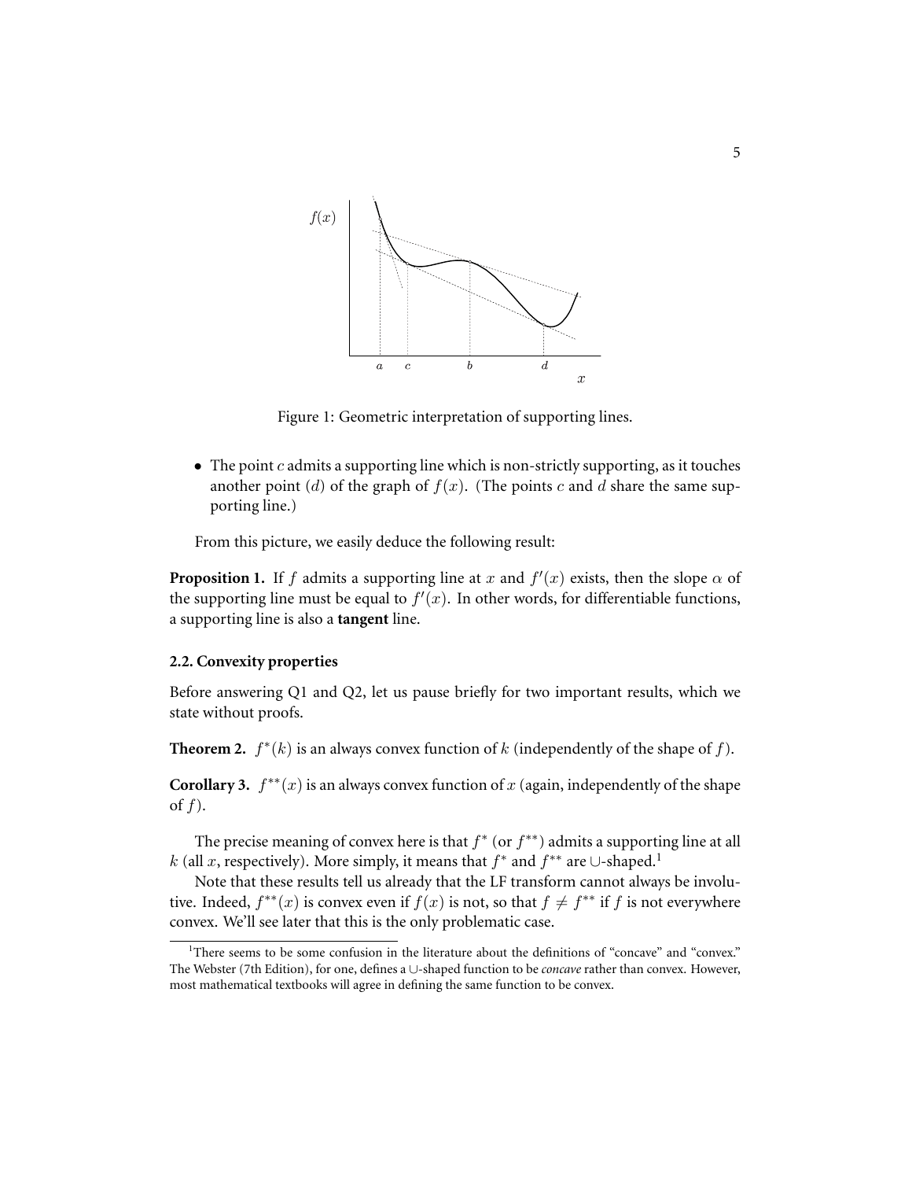Figure 1: Geometric interpretation of supporting lines.

- The point $c$ admits a supporting line which is non-strictly supporting, as it touches another point ($d$) of the graph of $f(x)$. (The points $c$ and $d$ share the same supporting line.)

From this picture, we easily deduce the following result:

**Proposition 1.** If $f$ admits a supporting line at $x$ and $f'(x)$ exists, then the slope $\alpha$ of the supporting line must be equal to $f'(x)$. In other words, for differentiable functions, a supporting line is also a **tangent** line.

### 2.2. Convexity properties

Before answering Q1 and Q2, let us pause briefly for two important results, which we state without proofs.

**Theorem 2.** $f^*(k)$ is an always convex function of $k$ (independently of the shape of $f$).

**Corollary 3.** $f^{**}(x)$ is an always convex function of $x$ (again, independently of the shape of $f$).

The precise meaning of convex here is that $f^*$ (or $f^{**}$) admits a supporting line at all $k$ (all $x$, respectively). More simply, it means that $f^*$ and $f^{**}$ are $\cup$-shaped.[1]

Note that these results tell us already that the LF transform cannot always be involutive. Indeed, $f^{**}(x)$ is convex even if $f(x)$ is not, so that $f \neq f^{**}$ if $f$ is not everywhere convex. We'll see later that this is the only problematic case.

[1] There seems to be some confusion in the literature about the definitions of "concave" and "convex." The Webster (7th Edition), for one, defines a $\cup$-shaped function to be *concave* rather than convex. However, most mathematical textbooks will agree in defining the same function to be convex.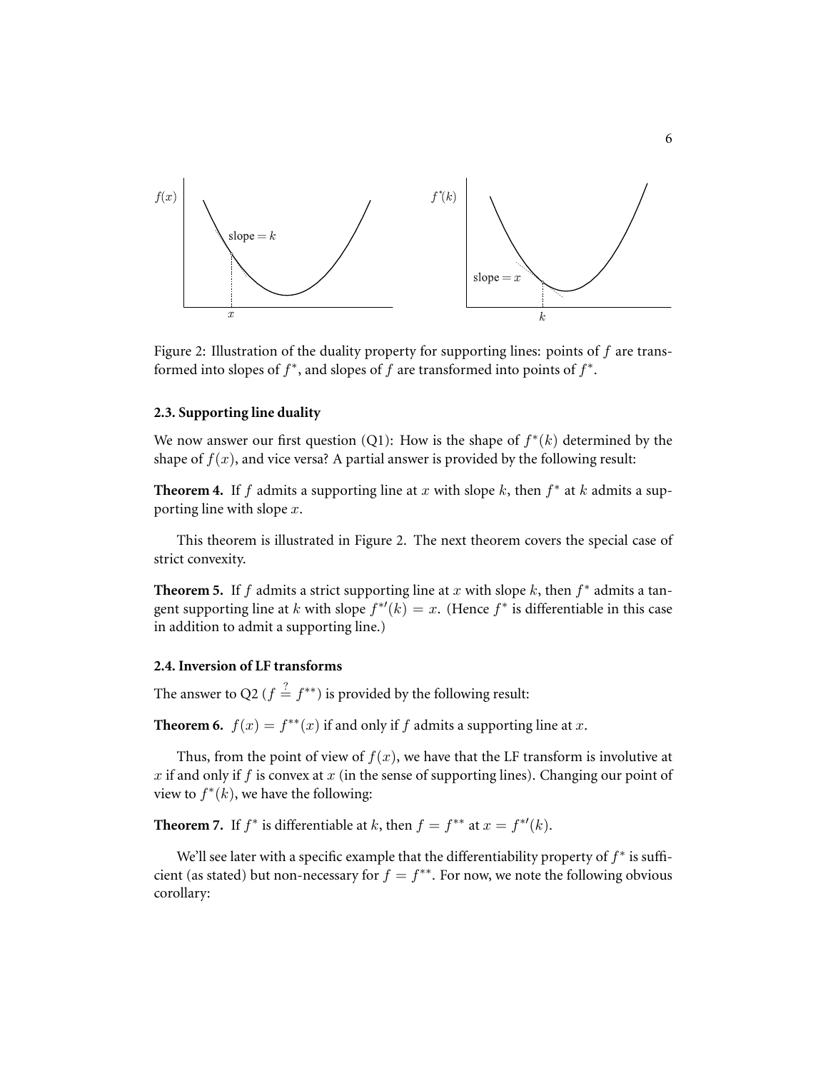Figure 2: Illustration of the duality property for supporting lines: points of $f$ are transformed into slopes of $f^*$, and slopes of $f$ are transformed into points of $f^*$.

### 2.3. Supporting line duality

We now answer our first question (Q1): How is the shape of $f^*(k)$ determined by the shape of $f(x)$, and vice versa? A partial answer is provided by the following result:

**Theorem 4.** If $f$ admits a supporting line at $x$ with slope $k$, then $f^*$ at $k$ admits a supporting line with slope $x$.

This theorem is illustrated in Figure 2. The next theorem covers the special case of strict convexity.

**Theorem 5.** If $f$ admits a strict supporting line at $x$ with slope $k$, then $f^*$ admits a tangent supporting line at $k$ with slope $f^{*\prime}(k) = x$. (Hence $f^*$ is differentiable in this case in addition to admit a supporting line.)

### 2.4. Inversion of LF transforms

The answer to Q2 ($f \stackrel{?}{=} f^{**}$) is provided by the following result:

**Theorem 6.** $f(x) = f^{**}(x)$ if and only if $f$ admits a supporting line at $x$.

Thus, from the point of view of $f(x)$, we have that the LF transform is involutive at $x$ if and only if $f$ is convex at $x$ (in the sense of supporting lines). Changing our point of view to $f^*(k)$, we have the following:

**Theorem 7.** If $f^*$ is differentiable at $k$, then $f = f^{**}$ at $x = f^{*\prime}(k)$.

We'll see later with a specific example that the differentiability property of $f^*$ is sufficient (as stated) but non-necessary for $f = f^{**}$. For now, we note the following obvious corollary: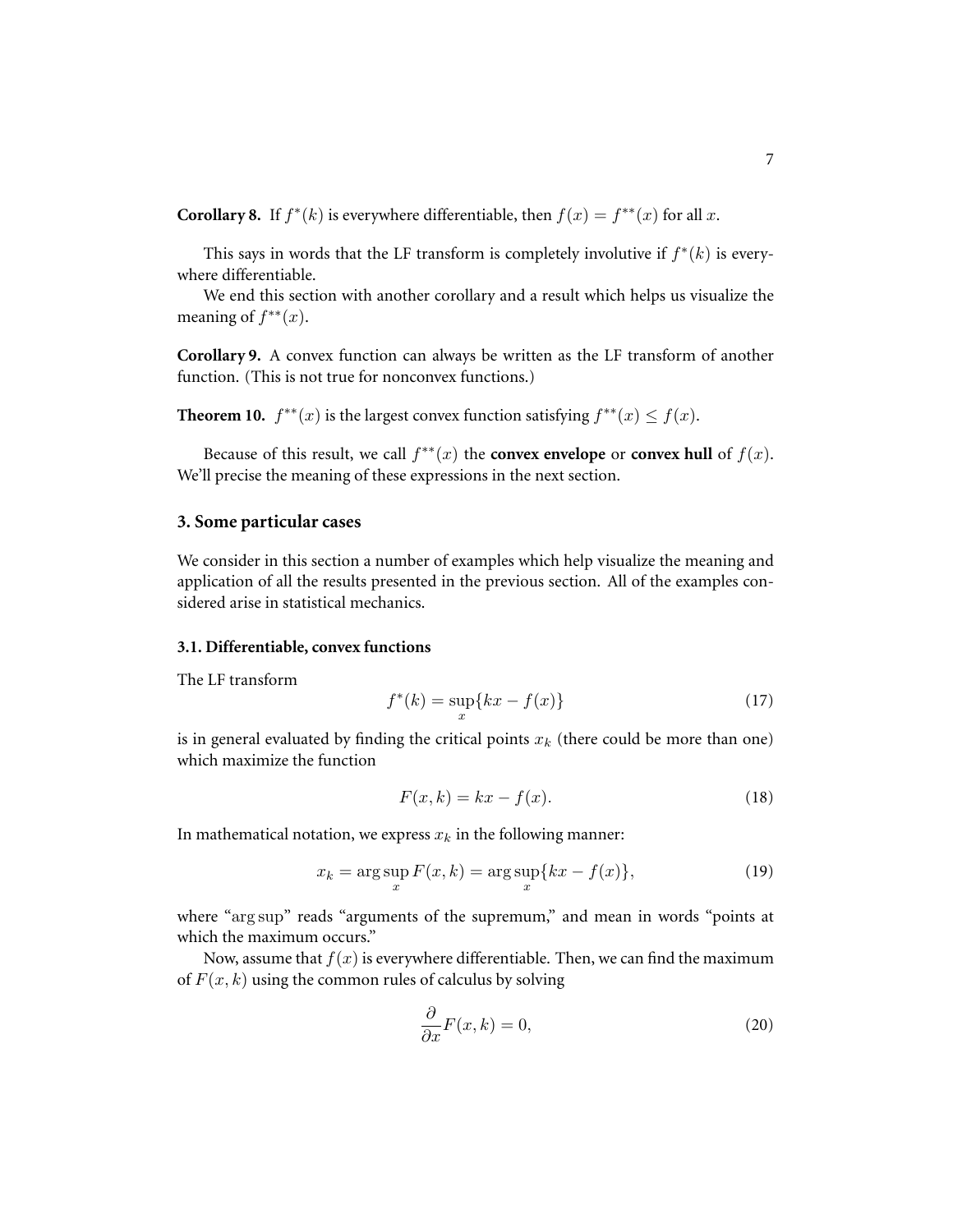**Corollary 8.** If $f^*(k)$ is everywhere differentiable, then $f(x) = f^{**}(x)$ for all $x$.

This says in words that the LF transform is completely involutive if $f^*(k)$ is everywhere differentiable.

We end this section with another corollary and a result which helps us visualize the meaning of $f^{**}(x)$.

**Corollary 9.** A convex function can always be written as the LF transform of another function. (This is not true for nonconvex functions.)

**Theorem 10.** $f^{**}(x)$ is the largest convex function satisfying $f^{**}(x) \leq f(x)$.

Because of this result, we call $f^{**}(x)$ the **convex envelope** or **convex hull** of $f(x)$. We'll precise the meaning of these expressions in the next section.

## 3. Some particular cases

We consider in this section a number of examples which help visualize the meaning and application of all the results presented in the previous section. All of the examples considered arise in statistical mechanics.

### 3.1. Differentiable, convex functions

The LF transform

$$f^*(k) = \sup_x \{kx - f(x)\} \tag{17}$$

is in general evaluated by finding the critical points $x_k$ (there could be more than one) which maximize the function

$$F(x,k) = kx - f(x). \tag{18}$$

In mathematical notation, we express $x_k$ in the following manner:

$$x_k = \arg\sup_x F(x,k) = \arg\sup_x \{kx - f(x)\}, \tag{19}$$

where "$\arg\sup$" reads "arguments of the supremum," and mean in words "points at which the maximum occurs."

Now, assume that $f(x)$ is everywhere differentiable. Then, we can find the maximum of $F(x,k)$ using the common rules of calculus by solving

$$\frac{\partial}{\partial x} F(x,k) = 0, \tag{20}$$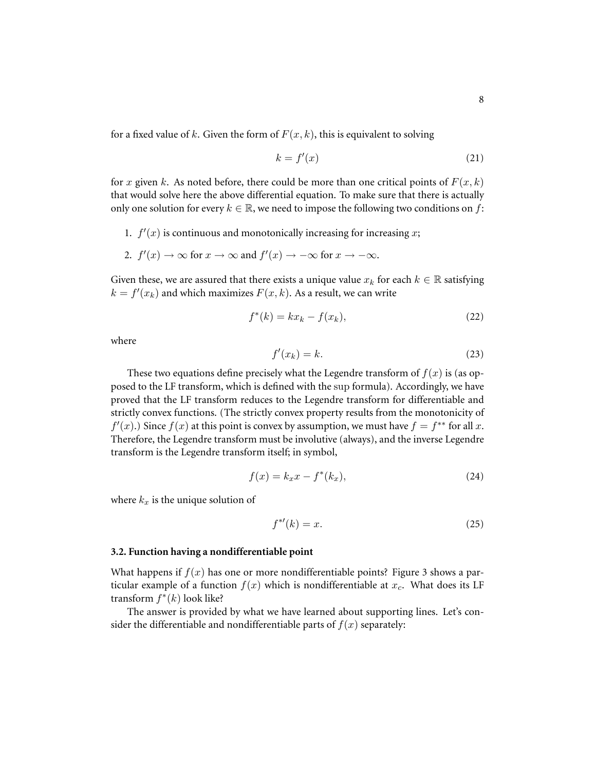for a fixed value of $k$. Given the form of $F(x,k)$, this is equivalent to solving

$$k = f'(x) \tag{21}$$

for $x$ given $k$. As noted before, there could be more than one critical points of $F(x,k)$ that would solve here the above differential equation. To make sure that there is actually only one solution for every $k \in \mathbb{R}$, we need to impose the following two conditions on $f$:

1. $f'(x)$ is continuous and monotonically increasing for increasing $x$;
2. $f'(x) \to \infty$ for $x \to \infty$ and $f'(x) \to -\infty$ for $x \to -\infty$.

Given these, we are assured that there exists a unique value $x_k$ for each $k \in \mathbb{R}$ satisfying $k = f'(x_k)$ and which maximizes $F(x,k)$. As a result, we can write

$$f^*(k) = kx_k - f(x_k), \tag{22}$$

where

$$f'(x_k) = k. \tag{23}$$

These two equations define precisely what the Legendre transform of $f(x)$ is (as opposed to the LF transform, which is defined with the sup formula). Accordingly, we have proved that the LF transform reduces to the Legendre transform for differentiable and strictly convex functions. (The strictly convex property results from the monotonicity of $f'(x)$.) Since $f(x)$ at this point is convex by assumption, we must have $f = f^{**}$ for all $x$. Therefore, the Legendre transform must be involutive (always), and the inverse Legendre transform is the Legendre transform itself; in symbol,

$$f(x) = k_x x - f^*(k_x), \tag{24}$$

where $k_x$ is the unique solution of

$$f^{*\prime}(k) = x. \tag{25}$$

### 3.2. Function having a nondifferentiable point

What happens if $f(x)$ has one or more nondifferentiable points? Figure 3 shows a particular example of a function $f(x)$ which is nondifferentiable at $x_c$. What does its LF transform $f^*(k)$ look like?

The answer is provided by what we have learned about supporting lines. Let's consider the differentiable and nondifferentiable parts of $f(x)$ separately: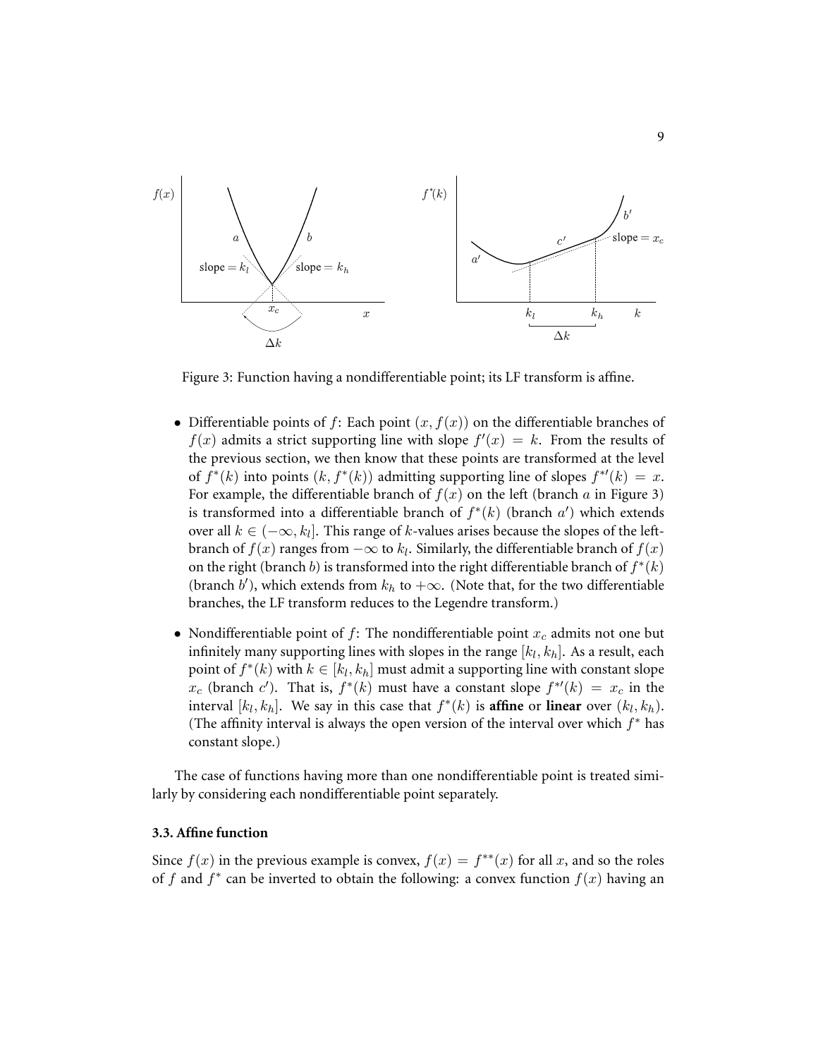Figure 3: Function having a nondifferentiable point; its LF transform is affine.

- Differentiable points of $f$: Each point $(x, f(x))$ on the differentiable branches of $f(x)$ admits a strict supporting line with slope $f'(x) = k$. From the results of the previous section, we then know that these points are transformed at the level of $f^*(k)$ into points $(k, f^*(k))$ admitting supporting line of slopes $f^{*\prime}(k) = x$. For example, the differentiable branch of $f(x)$ on the left (branch $a$ in Figure 3) is transformed into a differentiable branch of $f^*(k)$ (branch $a'$) which extends over all $k \in (-\infty, k_l]$. This range of $k$-values arises because the slopes of the left-branch of $f(x)$ ranges from $-\infty$ to $k_l$. Similarly, the differentiable branch of $f(x)$ on the right (branch $b$) is transformed into the right differentiable branch of $f^*(k)$ (branch $b'$), which extends from $k_h$ to $+\infty$. (Note that, for the two differentiable branches, the LF transform reduces to the Legendre transform.)

- Nondifferentiable point of $f$: The nondifferentiable point $x_c$ admits not one but infinitely many supporting lines with slopes in the range $[k_l, k_h]$. As a result, each point of $f^*(k)$ with $k \in [k_l, k_h]$ must admit a supporting line with constant slope $x_c$ (branch $c'$). That is, $f^*(k)$ must have a constant slope $f^{*\prime}(k) = x_c$ in the interval $[k_l, k_h]$. We say in this case that $f^*(k)$ is **affine** or **linear** over $(k_l, k_h)$. (The affinity interval is always the open version of the interval over which $f^*$ has constant slope.)

The case of functions having more than one nondifferentiable point is treated similarly by considering each nondifferentiable point separately.

### 3.3. Affine function

Since $f(x)$ in the previous example is convex, $f(x) = f^{**}(x)$ for all $x$, and so the roles of $f$ and $f^*$ can be inverted to obtain the following: a convex function $f(x)$ having an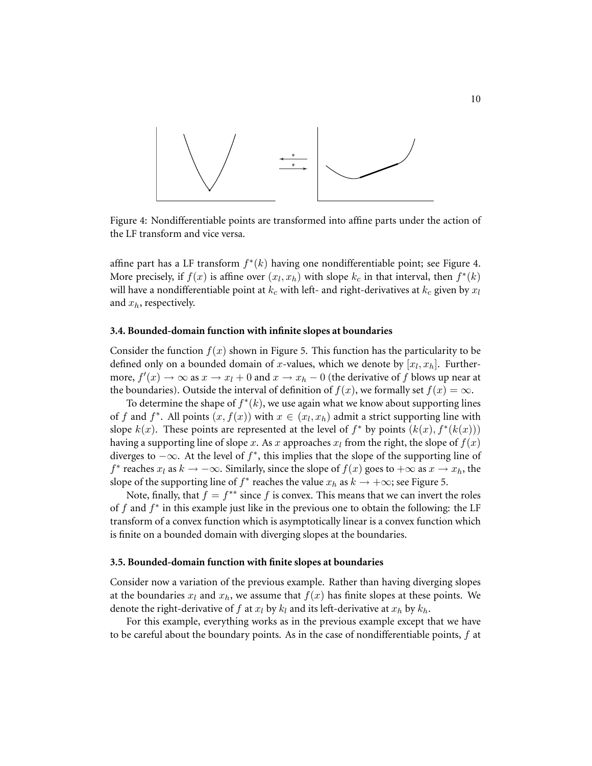Figure 4: Nondifferentiable points are transformed into affine parts under the action of the LF transform and vice versa.

affine part has a LF transform $f^*(k)$ having one nondifferentiable point; see Figure 4. More precisely, if $f(x)$ is affine over $(x_l, x_h)$ with slope $k_c$ in that interval, then $f^*(k)$ will have a nondifferentiable point at $k_c$ with left- and right-derivatives at $k_c$ given by $x_l$ and $x_h$, respectively.

### 3.4. Bounded-domain function with infinite slopes at boundaries

Consider the function $f(x)$ shown in Figure 5. This function has the particularity to be defined only on a bounded domain of $x$-values, which we denote by $[x_l, x_h]$. Furthermore, $f'(x) \to \infty$ as $x \to x_l + 0$ and $x \to x_h - 0$ (the derivative of $f$ blows up near at the boundaries). Outside the interval of definition of $f(x)$, we formally set $f(x) = \infty$.

To determine the shape of $f^*(k)$, we use again what we know about supporting lines of $f$ and $f^*$. All points $(x, f(x))$ with $x \in (x_l, x_h)$ admit a strict supporting line with slope $k(x)$. These points are represented at the level of $f^*$ by points $(k(x), f^*(k(x)))$ having a supporting line of slope $x$. As $x$ approaches $x_l$ from the right, the slope of $f(x)$ diverges to $-\infty$. At the level of $f^*$, this implies that the slope of the supporting line of $f^*$ reaches $x_l$ as $k \to -\infty$. Similarly, since the slope of $f(x)$ goes to $+\infty$ as $x \to x_h$, the slope of the supporting line of $f^*$ reaches the value $x_h$ as $k \to +\infty$; see Figure 5.

Note, finally, that $f = f^{**}$ since $f$ is convex. This means that we can invert the roles of $f$ and $f^*$ in this example just like in the previous one to obtain the following: the LF transform of a convex function which is asymptotically linear is a convex function which is finite on a bounded domain with diverging slopes at the boundaries.

### 3.5. Bounded-domain function with finite slopes at boundaries

Consider now a variation of the previous example. Rather than having diverging slopes at the boundaries $x_l$ and $x_h$, we assume that $f(x)$ has finite slopes at these points. We denote the right-derivative of $f$ at $x_l$ by $k_l$ and its left-derivative at $x_h$ by $k_h$.

For this example, everything works as in the previous example except that we have to be careful about the boundary points. As in the case of nondifferentiable points, $f$ at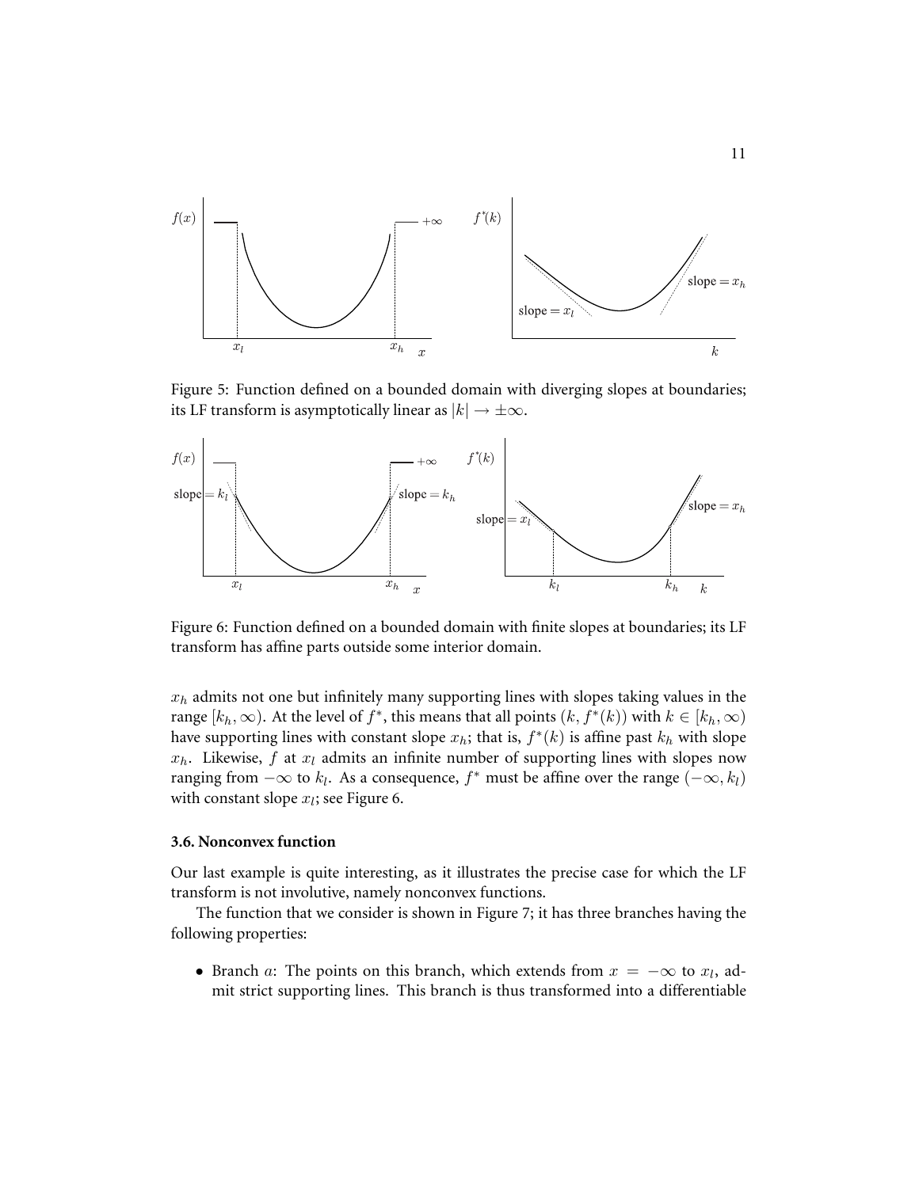Figure 5: Function defined on a bounded domain with diverging slopes at boundaries; its LF transform is asymptotically linear as $|k| \to \pm\infty$.

Figure 6: Function defined on a bounded domain with finite slopes at boundaries; its LF transform has affine parts outside some interior domain.

$x_h$ admits not one but infinitely many supporting lines with slopes taking values in the range $[k_h, \infty)$. At the level of $f^*$, this means that all points $(k, f^*(k))$ with $k \in [k_h, \infty)$ have supporting lines with constant slope $x_h$; that is, $f^*(k)$ is affine past $k_h$ with slope $x_h$. Likewise, $f$ at $x_l$ admits an infinite number of supporting lines with slopes now ranging from $-\infty$ to $k_l$. As a consequence, $f^*$ must be affine over the range $(-\infty, k_l)$ with constant slope $x_l$; see Figure 6.

### 3.6. Nonconvex function

Our last example is quite interesting, as it illustrates the precise case for which the LF transform is not involutive, namely nonconvex functions.

The function that we consider is shown in Figure 7; it has three branches having the following properties:

- Branch $a$: The points on this branch, which extends from $x = -\infty$ to $x_l$, admit strict supporting lines. This branch is thus transformed into a differentiable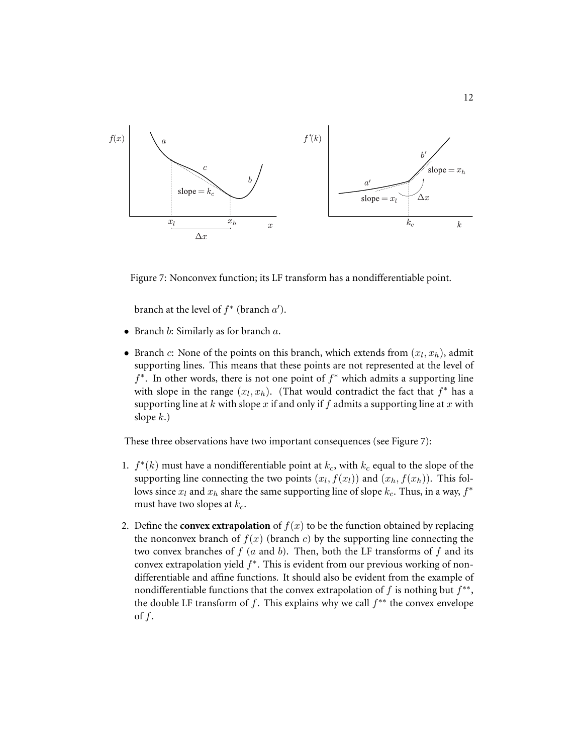Figure 7: Nonconvex function; its LF transform has a nondifferentiable point.

branch at the level of $f^*$ (branch $a'$).

- Branch $b$: Similarly as for branch $a$.
- Branch $c$: None of the points on this branch, which extends from $(x_l, x_h)$, admit supporting lines. This means that these points are not represented at the level of $f^*$. In other words, there is not one point of $f^*$ which admits a supporting line with slope in the range $(x_l, x_h)$. (That would contradict the fact that $f^*$ has a supporting line at $k$ with slope $x$ if and only if $f$ admits a supporting line at $x$ with slope $k$.)

These three observations have two important consequences (see Figure 7):

1. $f^*(k)$ must have a nondifferentiable point at $k_c$, with $k_c$ equal to the slope of the supporting line connecting the two points $(x_l, f(x_l))$ and $(x_h, f(x_h))$. This follows since $x_l$ and $x_h$ share the same supporting line of slope $k_c$. Thus, in a way, $f^*$ must have two slopes at $k_c$.

2. Define the **convex extrapolation** of $f(x)$ to be the function obtained by replacing the nonconvex branch of $f(x)$ (branch $c$) by the supporting line connecting the two convex branches of $f$ ($a$ and $b$). Then, both the LF transforms of $f$ and its convex extrapolation yield $f^*$. This is evident from our previous working of nondifferentiable and affine functions. It should also be evident from the example of nondifferentiable functions that the convex extrapolation of $f$ is nothing but $f^{**}$, the double LF transform of $f$. This explains why we call $f^{**}$ the convex envelope of $f$.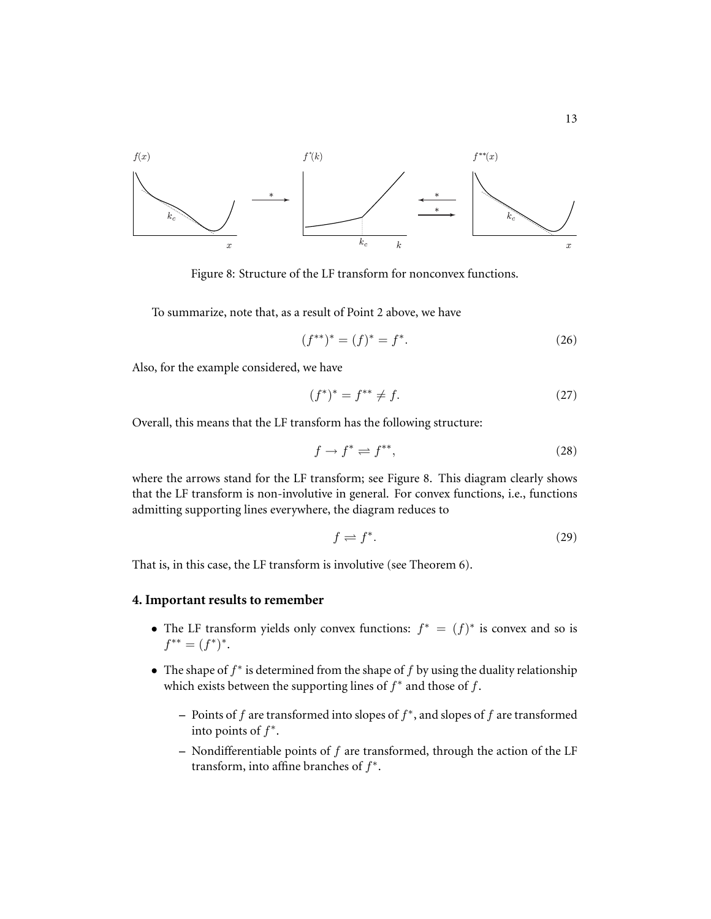Figure 8: Structure of the LF transform for nonconvex functions.

To summarize, note that, as a result of Point 2 above, we have

$$(f^{**})^* = (f)^* = f^*. \tag{26}$$

Also, for the example considered, we have

$$(f^*)^* = f^{**} \neq f. \tag{27}$$

Overall, this means that the LF transform has the following structure:

$$f \rightarrow f^* \rightleftharpoons f^{**}, \tag{28}$$

where the arrows stand for the LF transform; see Figure 8. This diagram clearly shows that the LF transform is non-involutive in general. For convex functions, i.e., functions admitting supporting lines everywhere, the diagram reduces to

$$f \rightleftharpoons f^*. \tag{29}$$

That is, in this case, the LF transform is involutive (see Theorem 6).

## 4. Important results to remember

- The LF transform yields only convex functions: $f^* = (f)^*$ is convex and so is $f^{**} = (f^*)^*$.
- The shape of $f^*$ is determined from the shape of $f$ by using the duality relationship which exists between the supporting lines of $f^*$ and those of $f$.
  - Points of $f$ are transformed into slopes of $f^*$, and slopes of $f$ are transformed into points of $f^*$.
  - Nondifferentiable points of $f$ are transformed, through the action of the LF transform, into affine branches of $f^*$.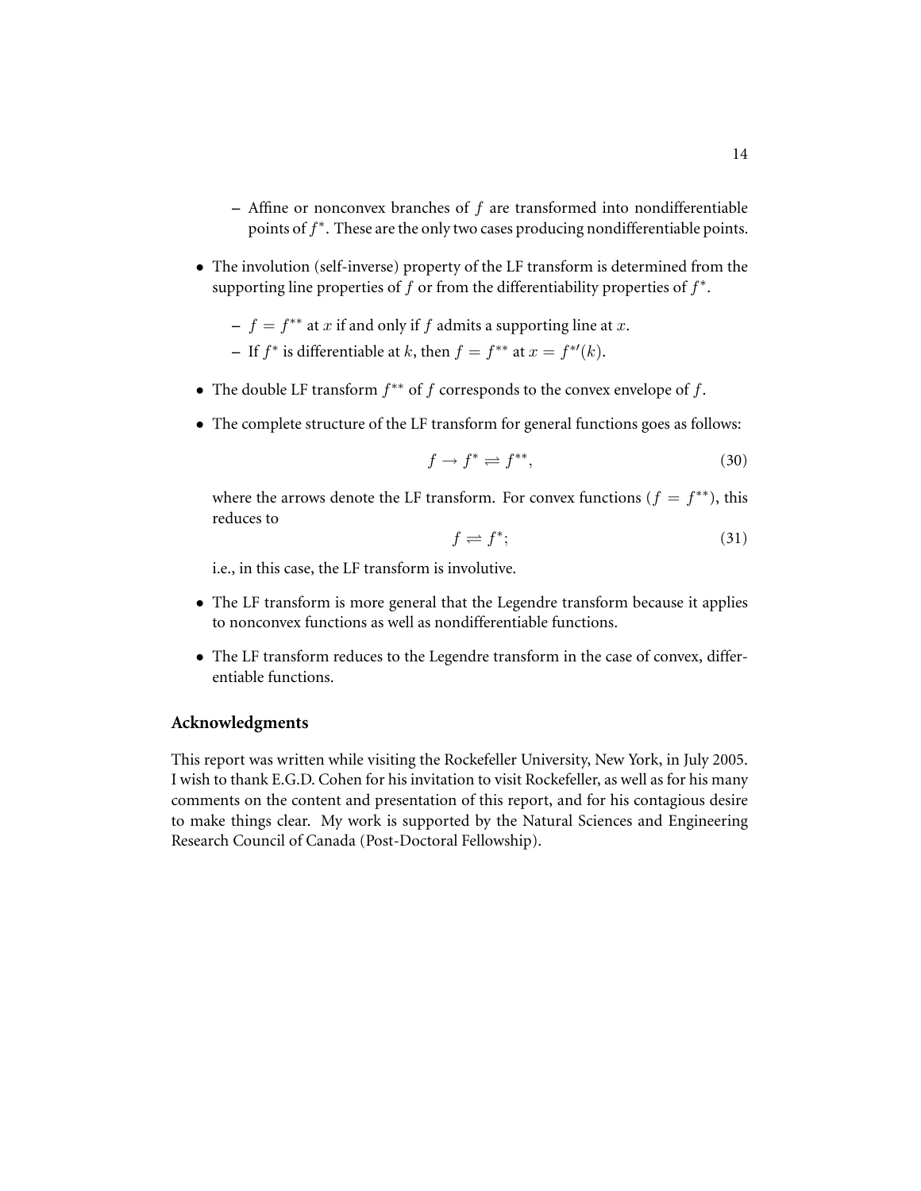- Affine or nonconvex branches of $f$ are transformed into nondifferentiable points of $f^*$. These are the only two cases producing nondifferentiable points.

- The involution (self-inverse) property of the LF transform is determined from the supporting line properties of $f$ or from the differentiability properties of $f^*$.

  - $f = f^{**}$ at $x$ if and only if $f$ admits a supporting line at $x$.
  - If $f^*$ is differentiable at $k$, then $f = f^{**}$ at $x = f^{*\prime}(k)$.

- The double LF transform $f^{**}$ of $f$ corresponds to the convex envelope of $f$.

- The complete structure of the LF transform for general functions goes as follows:

$$f \rightarrow f^* \rightleftharpoons f^{**}, \tag{30}$$

  where the arrows denote the LF transform. For convex functions ($f = f^{**}$), this reduces to

$$f \rightleftharpoons f^*; \tag{31}$$

  i.e., in this case, the LF transform is involutive.

- The LF transform is more general that the Legendre transform because it applies to nonconvex functions as well as nondifferentiable functions.

- The LF transform reduces to the Legendre transform in the case of convex, differentiable functions.

## Acknowledgments

This report was written while visiting the Rockefeller University, New York, in July 2005. I wish to thank E.G.D. Cohen for his invitation to visit Rockefeller, as well as for his many comments on the content and presentation of this report, and for his contagious desire to make things clear. My work is supported by the Natural Sciences and Engineering Research Council of Canada (Post-Doctoral Fellowship).